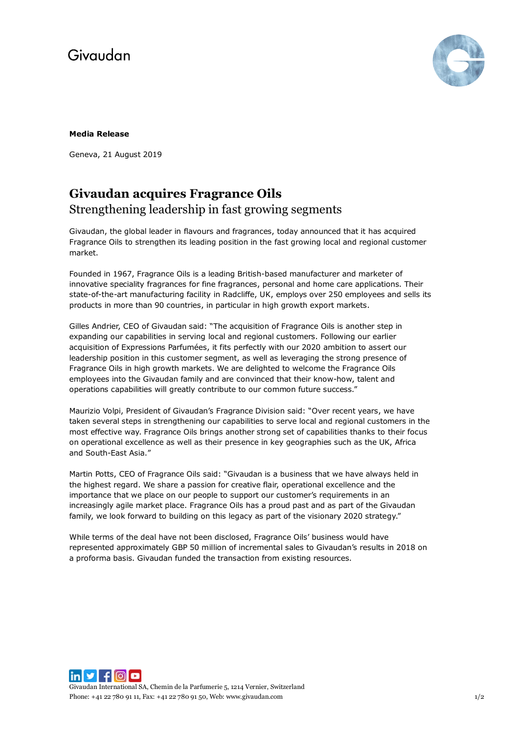Givaudan

**Media Release**

Geneva, 21 August 2019

# Givaudan acquires Fragrance Oils

## Strengthening leadership in fast growing segments

Givaudan, the global leader in flavours and fragrances, today announced that it has acquired Fragrance Oils to strengthen its leading position in the fast growing local and regional customer market.

Founded in 1967, Fragrance Oils is a leading British-based manufacturer and marketer of innovative speciality fragrances for fine fragrances, personal and home care applications. Their state-of-the-art manufacturing facility in Radcliffe, UK, employs over 250 employees and sells its products in more than 90 countries, in particular in high growth export markets.

Gilles Andrier, CEO of Givaudan said: "The acquisition of Fragrance Oils is another step in expanding our capabilities in serving local and regional customers. Following our earlier acquisition of Expressions Parfumées, it fits perfectly with our 2020 ambition to assert our leadership position in this customer segment, as well as leveraging the strong presence of Fragrance Oils in high growth markets. We are delighted to welcome the Fragrance Oils employees into the Givaudan family and are convinced that their know-how, talent and operations capabilities will greatly contribute to our common future success."

Maurizio Volpi, President of Givaudan's Fragrance Division said: "Over recent years, we have taken several steps in strengthening our capabilities to serve local and regional customers in the most effective way. Fragrance Oils brings another strong set of capabilities thanks to their focus on operational excellence as well as their presence in key geographies such as the UK, Africa and South-East Asia."

Martin Potts, CEO of Fragrance Oils said: "Givaudan is a business that we have always held in the highest regard. We share a passion for creative flair, operational excellence and the importance that we place on our people to support our customer's requirements in an increasingly agile market place. Fragrance Oils has a proud past and as part of the Givaudan family, we look forward to building on this legacy as part of the visionary 2020 strategy."

While terms of the deal have not been disclosed, Fragrance Oils' business would have represented approximately GBP 50 million of incremental sales to Givaudan's results in 2018 on a proforma basis. Givaudan funded the transaction from existing resources.

Givaudan International SA, Chemin de la Parfumerie 5, 1214 Vernier, Switzerland
Phone: +41 22 780 91 11, Fax: +41 22 780 91 50, Web: www.givaudan.com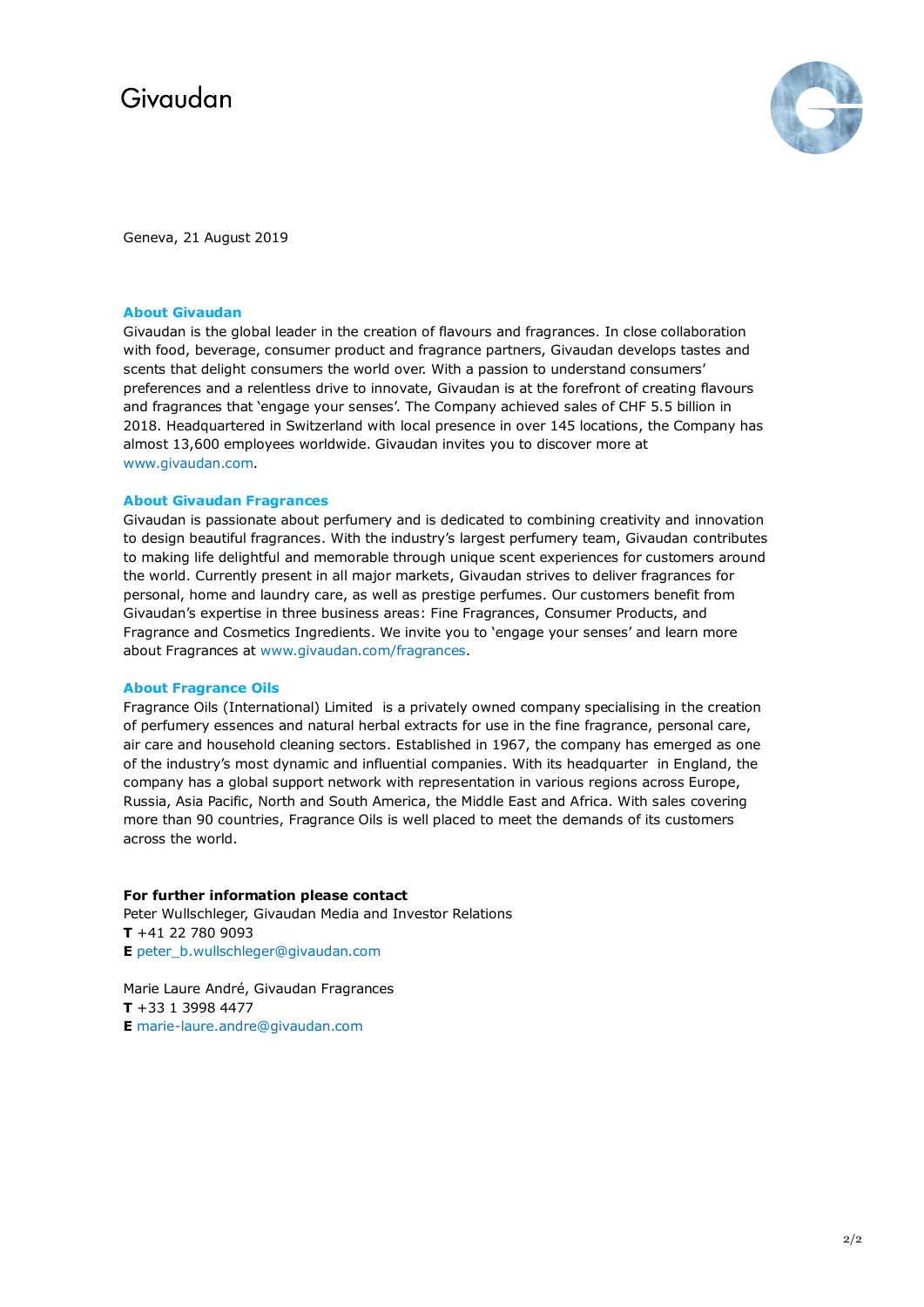Givaudan

Geneva, 21 August 2019

## About Givaudan

Givaudan is the global leader in the creation of flavours and fragrances. In close collaboration with food, beverage, consumer product and fragrance partners, Givaudan develops tastes and scents that delight consumers the world over. With a passion to understand consumers' preferences and a relentless drive to innovate, Givaudan is at the forefront of creating flavours and fragrances that 'engage your senses'. The Company achieved sales of CHF 5.5 billion in 2018. Headquartered in Switzerland with local presence in over 145 locations, the Company has almost 13,600 employees worldwide. Givaudan invites you to discover more at www.givaudan.com.

## About Givaudan Fragrances

Givaudan is passionate about perfumery and is dedicated to combining creativity and innovation to design beautiful fragrances. With the industry's largest perfumery team, Givaudan contributes to making life delightful and memorable through unique scent experiences for customers around the world. Currently present in all major markets, Givaudan strives to deliver fragrances for personal, home and laundry care, as well as prestige perfumes. Our customers benefit from Givaudan's expertise in three business areas: Fine Fragrances, Consumer Products, and Fragrance and Cosmetics Ingredients. We invite you to 'engage your senses' and learn more about Fragrances at www.givaudan.com/fragrances.

## About Fragrance Oils

Fragrance Oils (International) Limited is a privately owned company specialising in the creation of perfumery essences and natural herbal extracts for use in the fine fragrance, personal care, air care and household cleaning sectors. Established in 1967, the company has emerged as one of the industry's most dynamic and influential companies. With its headquarter in England, the company has a global support network with representation in various regions across Europe, Russia, Asia Pacific, North and South America, the Middle East and Africa. With sales covering more than 90 countries, Fragrance Oils is well placed to meet the demands of its customers across the world.

**For further information please contact**
Peter Wullschleger, Givaudan Media and Investor Relations
**T** +41 22 780 9093
**E** peter_b.wullschleger@givaudan.com

Marie Laure André, Givaudan Fragrances
**T** +33 1 3998 4477
**E** marie-laure.andre@givaudan.com